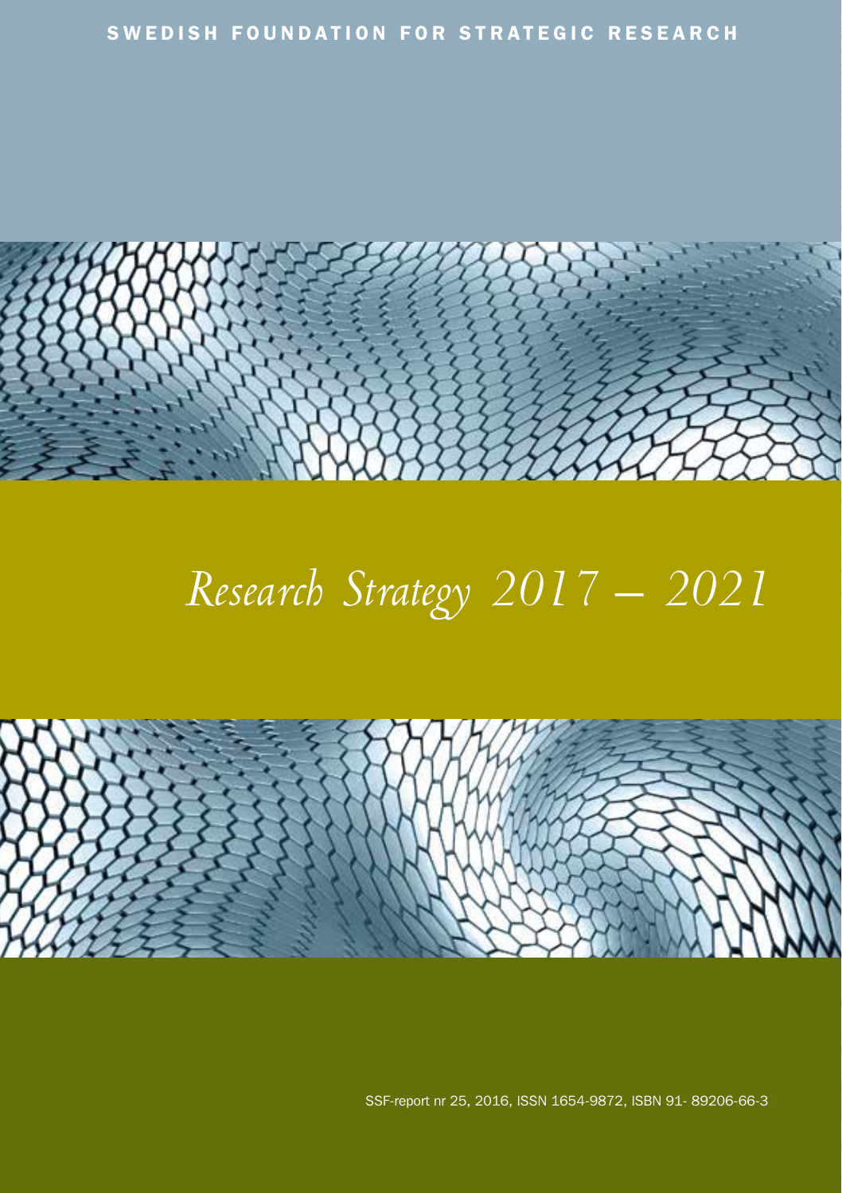SWEDISH FOUNDATION FOR STRATEGIC RESEARCH

# *Research Strategy 2017 – 2021*

SSF-report nr 25, 2016, ISSN 1654-9872, ISBN 91- 89206-66-3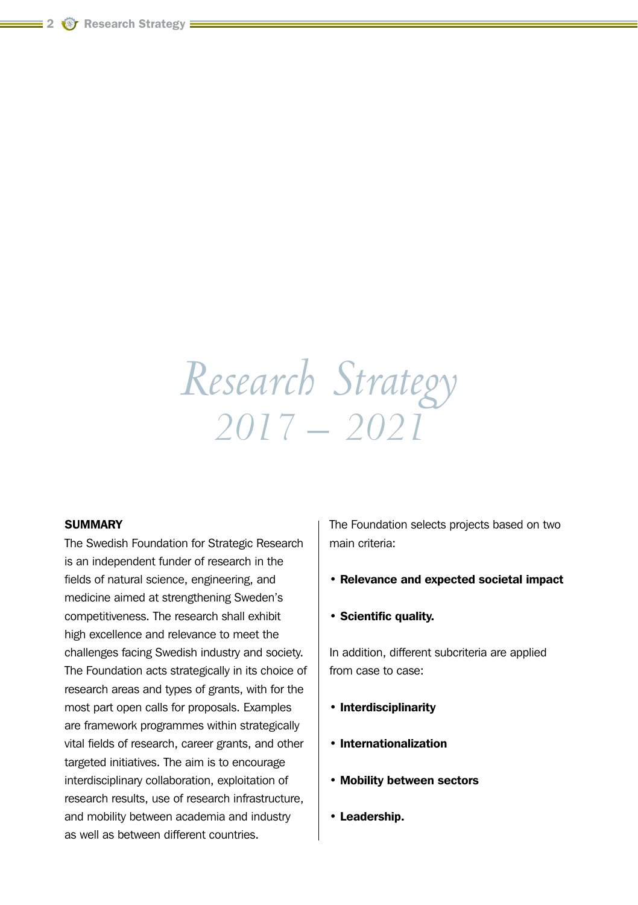# Research Strategy 2017 – 2021

## SUMMARY

The Swedish Foundation for Strategic Research is an independent funder of research in the fields of natural science, engineering, and medicine aimed at strengthening Sweden's competitiveness. The research shall exhibit high excellence and relevance to meet the challenges facing Swedish industry and society. The Foundation acts strategically in its choice of research areas and types of grants, with for the most part open calls for proposals. Examples are framework programmes within strategically vital fields of research, career grants, and other targeted initiatives. The aim is to encourage interdisciplinary collaboration, exploitation of research results, use of research infrastructure, and mobility between academia and industry as well as between different countries.

The Foundation selects projects based on two main criteria:

- **Relevance and expected societal impact**
- **Scientific quality.**

In addition, different subcriteria are applied from case to case:

- **Interdisciplinarity**
- **Internationalization**
- **Mobility between sectors**
- **Leadership.**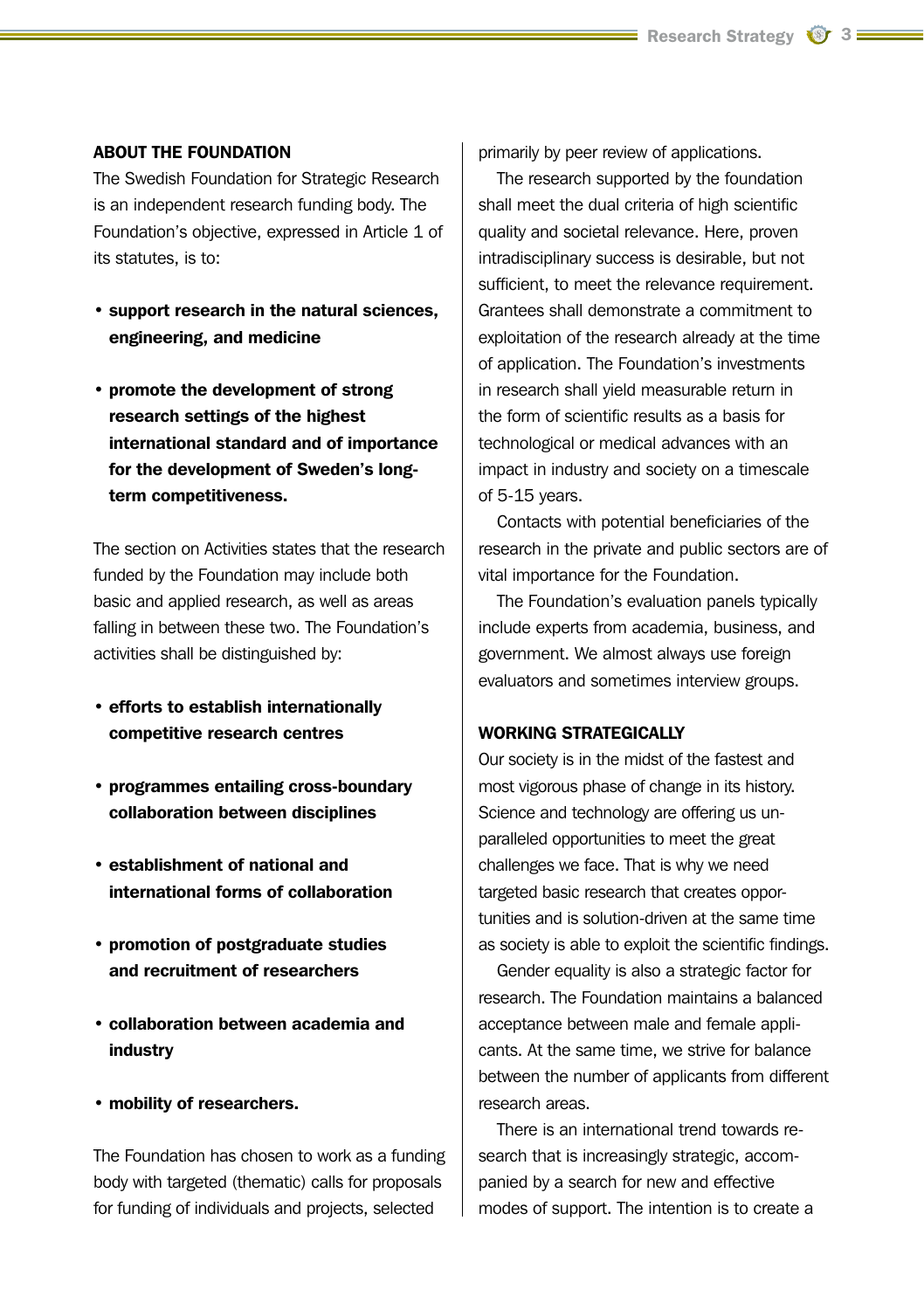## ABOUT THE FOUNDATION

The Swedish Foundation for Strategic Research is an independent research funding body. The Foundation's objective, expressed in Article 1 of its statutes, is to:

- **support research in the natural sciences, engineering, and medicine**
- **promote the development of strong research settings of the highest international standard and of importance for the development of Sweden's long-term competitiveness.**

The section on Activities states that the research funded by the Foundation may include both basic and applied research, as well as areas falling in between these two. The Foundation's activities shall be distinguished by:

- **efforts to establish internationally competitive research centres**
- **programmes entailing cross-boundary collaboration between disciplines**
- **establishment of national and international forms of collaboration**
- **promotion of postgraduate studies and recruitment of researchers**
- **collaboration between academia and industry**
- **mobility of researchers.**

The Foundation has chosen to work as a funding body with targeted (thematic) calls for proposals for funding of individuals and projects, selected primarily by peer review of applications.

The research supported by the foundation shall meet the dual criteria of high scientific quality and societal relevance. Here, proven intradisciplinary success is desirable, but not sufficient, to meet the relevance requirement. Grantees shall demonstrate a commitment to exploitation of the research already at the time of application. The Foundation's investments in research shall yield measurable return in the form of scientific results as a basis for technological or medical advances with an impact in industry and society on a timescale of 5-15 years.

Contacts with potential beneficiaries of the research in the private and public sectors are of vital importance for the Foundation.

The Foundation's evaluation panels typically include experts from academia, business, and government. We almost always use foreign evaluators and sometimes interview groups.

## WORKING STRATEGICALLY

Our society is in the midst of the fastest and most vigorous phase of change in its history. Science and technology are offering us unparalleled opportunities to meet the great challenges we face. That is why we need targeted basic research that creates opportunities and is solution-driven at the same time as society is able to exploit the scientific findings.

Gender equality is also a strategic factor for research. The Foundation maintains a balanced acceptance between male and female applicants. At the same time, we strive for balance between the number of applicants from different research areas.

There is an international trend towards research that is increasingly strategic, accompanied by a search for new and effective modes of support. The intention is to create a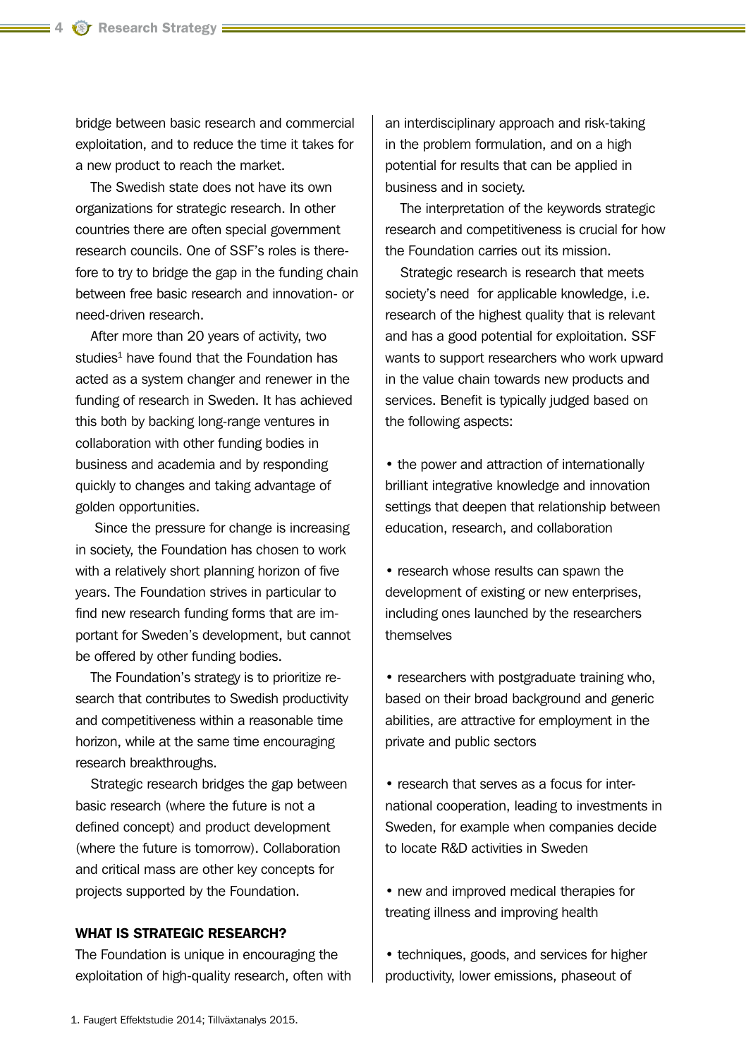bridge between basic research and commercial exploitation, and to reduce the time it takes for a new product to reach the market.

The Swedish state does not have its own organizations for strategic research. In other countries there are often special government research councils. One of SSF's roles is therefore to try to bridge the gap in the funding chain between free basic research and innovation- or need-driven research.

After more than 20 years of activity, two studies[1] have found that the Foundation has acted as a system changer and renewer in the funding of research in Sweden. It has achieved this both by backing long-range ventures in collaboration with other funding bodies in business and academia and by responding quickly to changes and taking advantage of golden opportunities.

Since the pressure for change is increasing in society, the Foundation has chosen to work with a relatively short planning horizon of five years. The Foundation strives in particular to find new research funding forms that are important for Sweden's development, but cannot be offered by other funding bodies.

The Foundation's strategy is to prioritize research that contributes to Swedish productivity and competitiveness within a reasonable time horizon, while at the same time encouraging research breakthroughs.

Strategic research bridges the gap between basic research (where the future is not a defined concept) and product development (where the future is tomorrow). Collaboration and critical mass are other key concepts for projects supported by the Foundation.

## WHAT IS STRATEGIC RESEARCH?

The Foundation is unique in encouraging the exploitation of high-quality research, often with an interdisciplinary approach and risk-taking in the problem formulation, and on a high potential for results that can be applied in business and in society.

The interpretation of the keywords strategic research and competitiveness is crucial for how the Foundation carries out its mission.

Strategic research is research that meets society's need for applicable knowledge, i.e. research of the highest quality that is relevant and has a good potential for exploitation. SSF wants to support researchers who work upward in the value chain towards new products and services. Benefit is typically judged based on the following aspects:

- the power and attraction of internationally brilliant integrative knowledge and innovation settings that deepen that relationship between education, research, and collaboration
- research whose results can spawn the development of existing or new enterprises, including ones launched by the researchers themselves
- researchers with postgraduate training who, based on their broad background and generic abilities, are attractive for employment in the private and public sectors
- research that serves as a focus for international cooperation, leading to investments in Sweden, for example when companies decide to locate R&D activities in Sweden
- new and improved medical therapies for treating illness and improving health
- techniques, goods, and services for higher productivity, lower emissions, phaseout of

1. Faugert Effektstudie 2014; Tillväxtanalys 2015.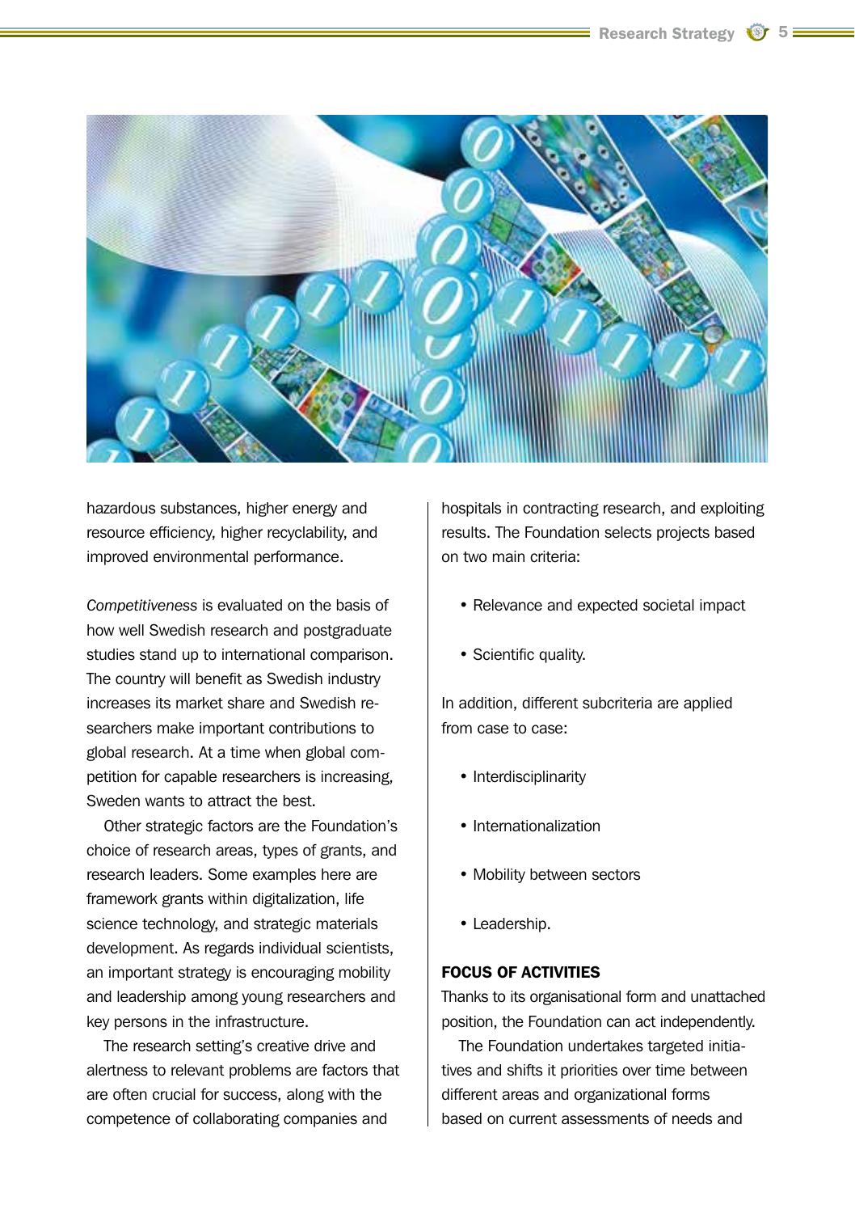hazardous substances, higher energy and resource efficiency, higher recyclability, and improved environmental performance.

*Competitiveness* is evaluated on the basis of how well Swedish research and postgraduate studies stand up to international comparison. The country will benefit as Swedish industry increases its market share and Swedish researchers make important contributions to global research. At a time when global competition for capable researchers is increasing, Sweden wants to attract the best.

Other strategic factors are the Foundation's choice of research areas, types of grants, and research leaders. Some examples here are framework grants within digitalization, life science technology, and strategic materials development. As regards individual scientists, an important strategy is encouraging mobility and leadership among young researchers and key persons in the infrastructure.

The research setting's creative drive and alertness to relevant problems are factors that are often crucial for success, along with the competence of collaborating companies and hospitals in contracting research, and exploiting results. The Foundation selects projects based on two main criteria:

- Relevance and expected societal impact
- Scientific quality.

In addition, different subcriteria are applied from case to case:

- Interdisciplinarity
- Internationalization
- Mobility between sectors
- Leadership.

### FOCUS OF ACTIVITIES

Thanks to its organisational form and unattached position, the Foundation can act independently.

The Foundation undertakes targeted initiatives and shifts it priorities over time between different areas and organizational forms based on current assessments of needs and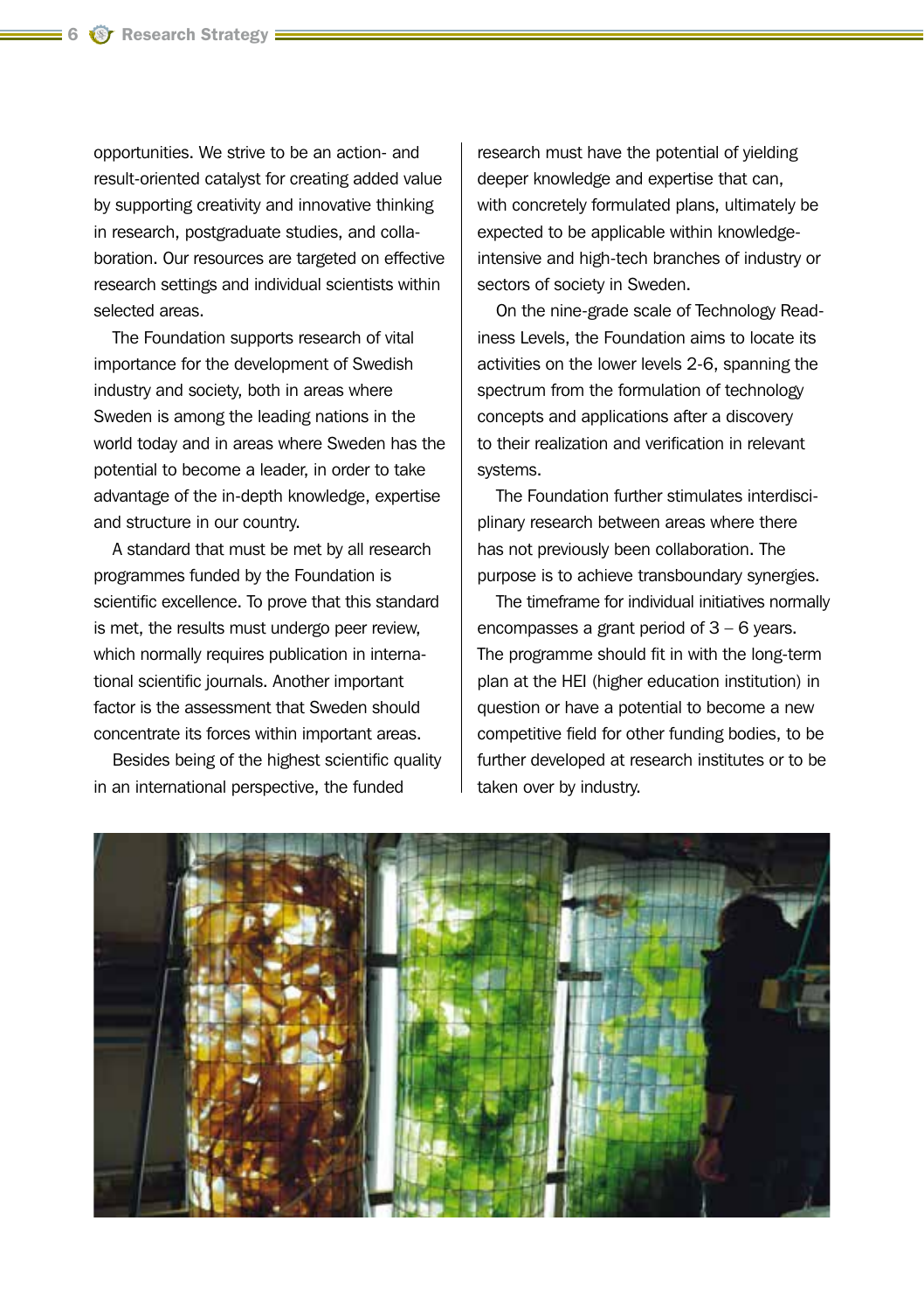opportunities. We strive to be an action- and result-oriented catalyst for creating added value by supporting creativity and innovative thinking in research, postgraduate studies, and collaboration. Our resources are targeted on effective research settings and individual scientists within selected areas.

The Foundation supports research of vital importance for the development of Swedish industry and society, both in areas where Sweden is among the leading nations in the world today and in areas where Sweden has the potential to become a leader, in order to take advantage of the in-depth knowledge, expertise and structure in our country.

A standard that must be met by all research programmes funded by the Foundation is scientific excellence. To prove that this standard is met, the results must undergo peer review, which normally requires publication in international scientific journals. Another important factor is the assessment that Sweden should concentrate its forces within important areas.

Besides being of the highest scientific quality in an international perspective, the funded research must have the potential of yielding deeper knowledge and expertise that can, with concretely formulated plans, ultimately be expected to be applicable within knowledge-intensive and high-tech branches of industry or sectors of society in Sweden.

On the nine-grade scale of Technology Readiness Levels, the Foundation aims to locate its activities on the lower levels 2-6, spanning the spectrum from the formulation of technology concepts and applications after a discovery to their realization and verification in relevant systems.

The Foundation further stimulates interdisciplinary research between areas where there has not previously been collaboration. The purpose is to achieve transboundary synergies.

The timeframe for individual initiatives normally encompasses a grant period of 3 – 6 years. The programme should fit in with the long-term plan at the HEI (higher education institution) in question or have a potential to become a new competitive field for other funding bodies, to be further developed at research institutes or to be taken over by industry.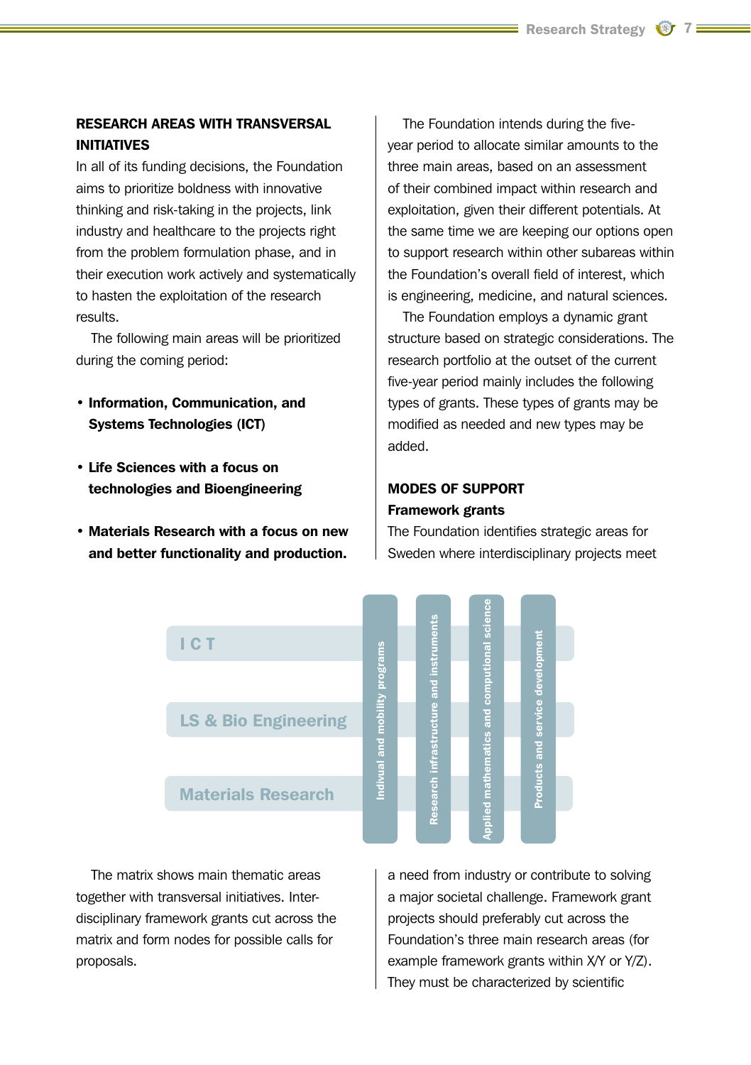**RESEARCH AREAS WITH TRANSVERSAL INITIATIVES**

In all of its funding decisions, the Foundation aims to prioritize boldness with innovative thinking and risk-taking in the projects, link industry and healthcare to the projects right from the problem formulation phase, and in their execution work actively and systematically to hasten the exploitation of the research results.

The following main areas will be prioritized during the coming period:

- **Information, Communication, and Systems Technologies (ICT)**
- **Life Sciences with a focus on technologies and Bioengineering**
- **Materials Research with a focus on new and better functionality and production.**

| | Indivual and mobility programs | Research infrastructure and instruments | Applied mathematics and computional science | Products and service development |
|---|---|---|---|---|
| I C T | | | | |
| LS & Bio Engineering | | | | |
| Materials Research | | | | |

The matrix shows main thematic areas together with transversal initiatives. Inter-disciplinary framework grants cut across the matrix and form nodes for possible calls for proposals.

The Foundation intends during the five-year period to allocate similar amounts to the three main areas, based on an assessment of their combined impact within research and exploitation, given their different potentials. At the same time we are keeping our options open to support research within other subareas within the Foundation's overall field of interest, which is engineering, medicine, and natural sciences.

The Foundation employs a dynamic grant structure based on strategic considerations. The research portfolio at the outset of the current five-year period mainly includes the following types of grants. These types of grants may be modified as needed and new types may be added.

**MODES OF SUPPORT**

**Framework grants**

The Foundation identifies strategic areas for Sweden where interdisciplinary projects meet a need from industry or contribute to solving a major societal challenge. Framework grant projects should preferably cut across the Foundation's three main research areas (for example framework grants within X/Y or Y/Z). They must be characterized by scientific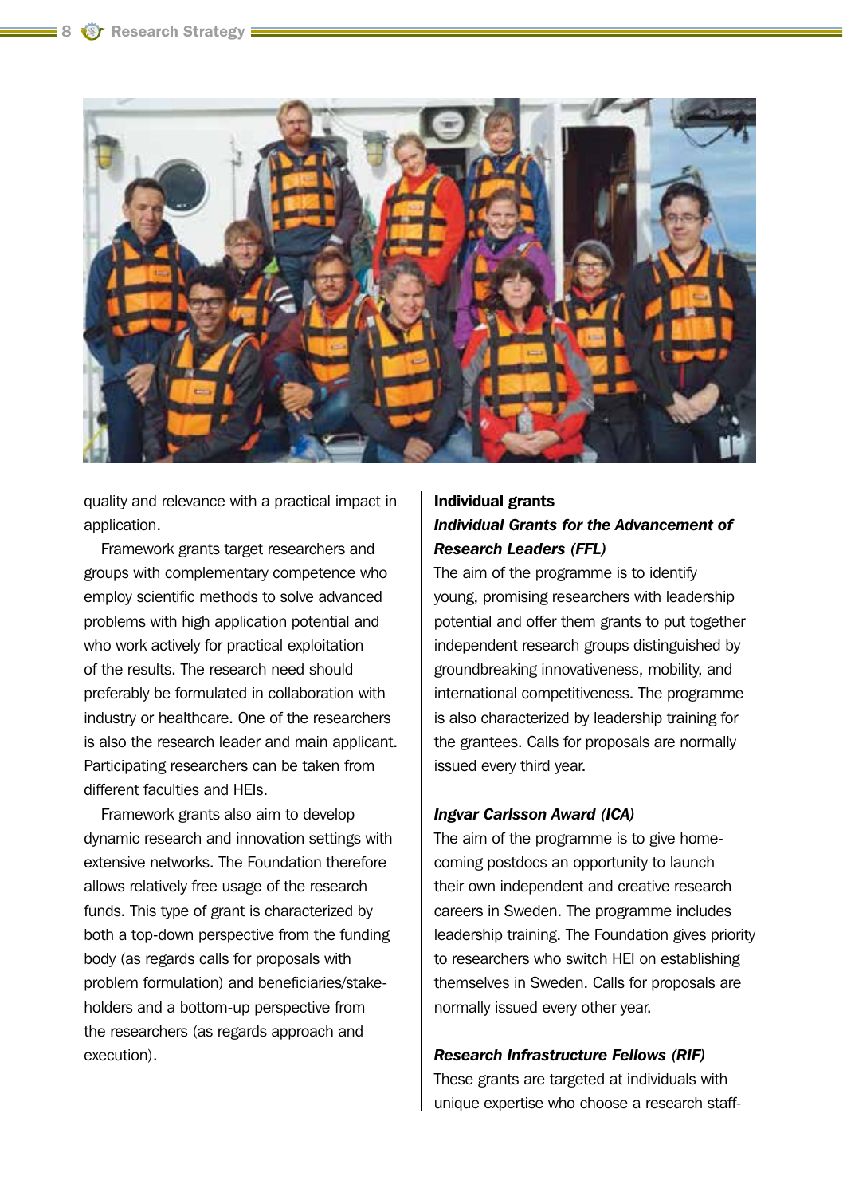quality and relevance with a practical impact in application.

Framework grants target researchers and groups with complementary competence who employ scientific methods to solve advanced problems with high application potential and who work actively for practical exploitation of the results. The research need should preferably be formulated in collaboration with industry or healthcare. One of the researchers is also the research leader and main applicant. Participating researchers can be taken from different faculties and HEIs.

Framework grants also aim to develop dynamic research and innovation settings with extensive networks. The Foundation therefore allows relatively free usage of the research funds. This type of grant is characterized by both a top-down perspective from the funding body (as regards calls for proposals with problem formulation) and beneficiaries/stakeholders and a bottom-up perspective from the researchers (as regards approach and execution).

**Individual grants**

***Individual Grants for the Advancement of Research Leaders (FFL)***

The aim of the programme is to identify young, promising researchers with leadership potential and offer them grants to put together independent research groups distinguished by groundbreaking innovativeness, mobility, and international competitiveness. The programme is also characterized by leadership training for the grantees. Calls for proposals are normally issued every third year.

***Ingvar Carlsson Award (ICA)***

The aim of the programme is to give homecoming postdocs an opportunity to launch their own independent and creative research careers in Sweden. The programme includes leadership training. The Foundation gives priority to researchers who switch HEI on establishing themselves in Sweden. Calls for proposals are normally issued every other year.

***Research Infrastructure Fellows (RIF)***

These grants are targeted at individuals with unique expertise who choose a research staff-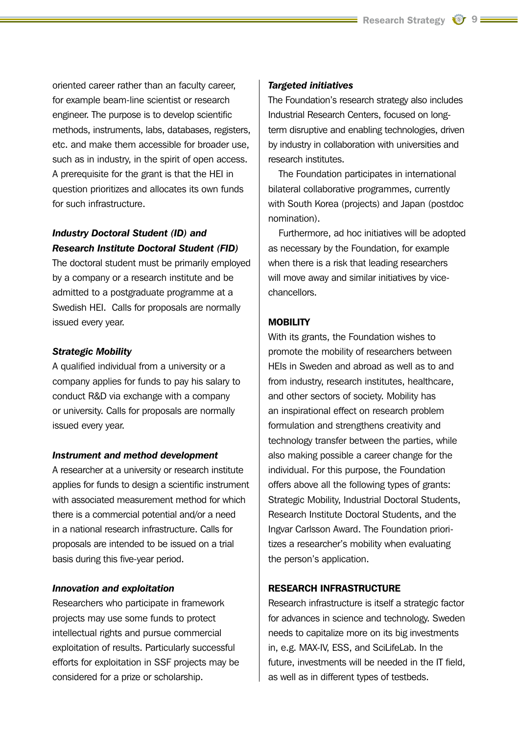oriented career rather than an faculty career, for example beam-line scientist or research engineer. The purpose is to develop scientific methods, instruments, labs, databases, registers, etc. and make them accessible for broader use, such as in industry, in the spirit of open access. A prerequisite for the grant is that the HEI in question prioritizes and allocates its own funds for such infrastructure.

***Industry Doctoral Student (ID) and Research Institute Doctoral Student (FID)***

The doctoral student must be primarily employed by a company or a research institute and be admitted to a postgraduate programme at a Swedish HEI. Calls for proposals are normally issued every year.

***Strategic Mobility***

A qualified individual from a university or a company applies for funds to pay his salary to conduct R&D via exchange with a company or university. Calls for proposals are normally issued every year.

***Instrument and method development***

A researcher at a university or research institute applies for funds to design a scientific instrument with associated measurement method for which there is a commercial potential and/or a need in a national research infrastructure. Calls for proposals are intended to be issued on a trial basis during this five-year period.

***Innovation and exploitation***

Researchers who participate in framework projects may use some funds to protect intellectual rights and pursue commercial exploitation of results. Particularly successful efforts for exploitation in SSF projects may be considered for a prize or scholarship.

***Targeted initiatives***

The Foundation's research strategy also includes Industrial Research Centers, focused on long-term disruptive and enabling technologies, driven by industry in collaboration with universities and research institutes.

The Foundation participates in international bilateral collaborative programmes, currently with South Korea (projects) and Japan (postdoc nomination).

Furthermore, ad hoc initiatives will be adopted as necessary by the Foundation, for example when there is a risk that leading researchers will move away and similar initiatives by vice-chancellors.

**MOBILITY**

With its grants, the Foundation wishes to promote the mobility of researchers between HEIs in Sweden and abroad as well as to and from industry, research institutes, healthcare, and other sectors of society. Mobility has an inspirational effect on research problem formulation and strengthens creativity and technology transfer between the parties, while also making possible a career change for the individual. For this purpose, the Foundation offers above all the following types of grants: Strategic Mobility, Industrial Doctoral Students, Research Institute Doctoral Students, and the Ingvar Carlsson Award. The Foundation prioritizes a researcher's mobility when evaluating the person's application.

**RESEARCH INFRASTRUCTURE**

Research infrastructure is itself a strategic factor for advances in science and technology. Sweden needs to capitalize more on its big investments in, e.g. MAX-IV, ESS, and SciLifeLab. In the future, investments will be needed in the IT field, as well as in different types of testbeds.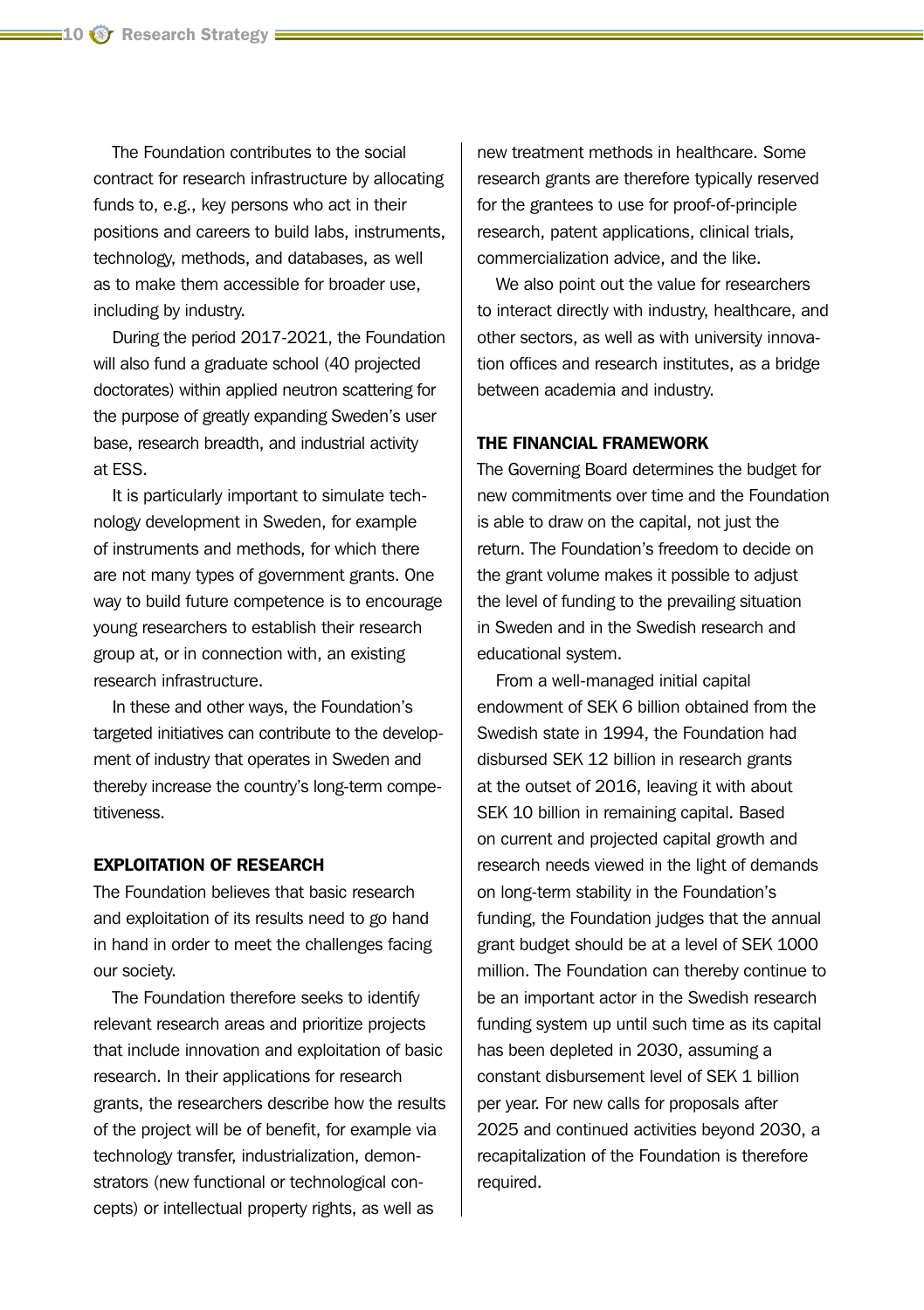The Foundation contributes to the social contract for research infrastructure by allocating funds to, e.g., key persons who act in their positions and careers to build labs, instruments, technology, methods, and databases, as well as to make them accessible for broader use, including by industry.

During the period 2017-2021, the Foundation will also fund a graduate school (40 projected doctorates) within applied neutron scattering for the purpose of greatly expanding Sweden's user base, research breadth, and industrial activity at ESS.

It is particularly important to simulate technology development in Sweden, for example of instruments and methods, for which there are not many types of government grants. One way to build future competence is to encourage young researchers to establish their research group at, or in connection with, an existing research infrastructure.

In these and other ways, the Foundation's targeted initiatives can contribute to the development of industry that operates in Sweden and thereby increase the country's long-term competitiveness.

## EXPLOITATION OF RESEARCH

The Foundation believes that basic research and exploitation of its results need to go hand in hand in order to meet the challenges facing our society.

The Foundation therefore seeks to identify relevant research areas and prioritize projects that include innovation and exploitation of basic research. In their applications for research grants, the researchers describe how the results of the project will be of benefit, for example via technology transfer, industrialization, demonstrators (new functional or technological concepts) or intellectual property rights, as well as new treatment methods in healthcare. Some research grants are therefore typically reserved for the grantees to use for proof-of-principle research, patent applications, clinical trials, commercialization advice, and the like.

We also point out the value for researchers to interact directly with industry, healthcare, and other sectors, as well as with university innovation offices and research institutes, as a bridge between academia and industry.

## THE FINANCIAL FRAMEWORK

The Governing Board determines the budget for new commitments over time and the Foundation is able to draw on the capital, not just the return. The Foundation's freedom to decide on the grant volume makes it possible to adjust the level of funding to the prevailing situation in Sweden and in the Swedish research and educational system.

From a well-managed initial capital endowment of SEK 6 billion obtained from the Swedish state in 1994, the Foundation had disbursed SEK 12 billion in research grants at the outset of 2016, leaving it with about SEK 10 billion in remaining capital. Based on current and projected capital growth and research needs viewed in the light of demands on long-term stability in the Foundation's funding, the Foundation judges that the annual grant budget should be at a level of SEK 1000 million. The Foundation can thereby continue to be an important actor in the Swedish research funding system up until such time as its capital has been depleted in 2030, assuming a constant disbursement level of SEK 1 billion per year. For new calls for proposals after 2025 and continued activities beyond 2030, a recapitalization of the Foundation is therefore required.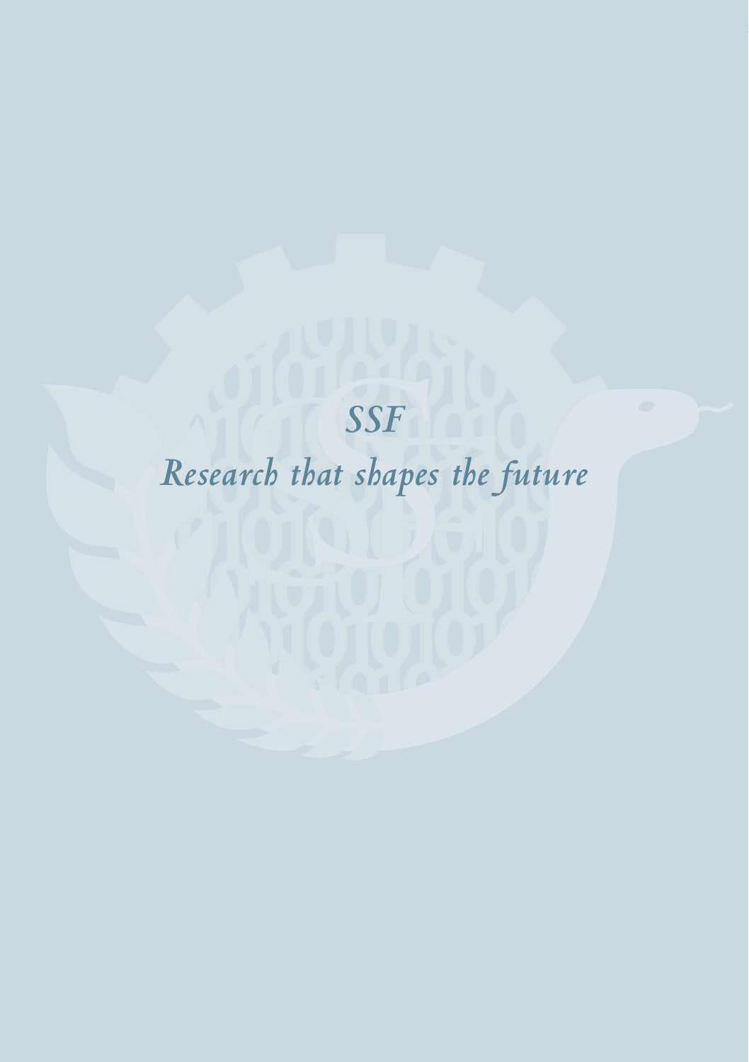*SSF*

*Research that shapes the future*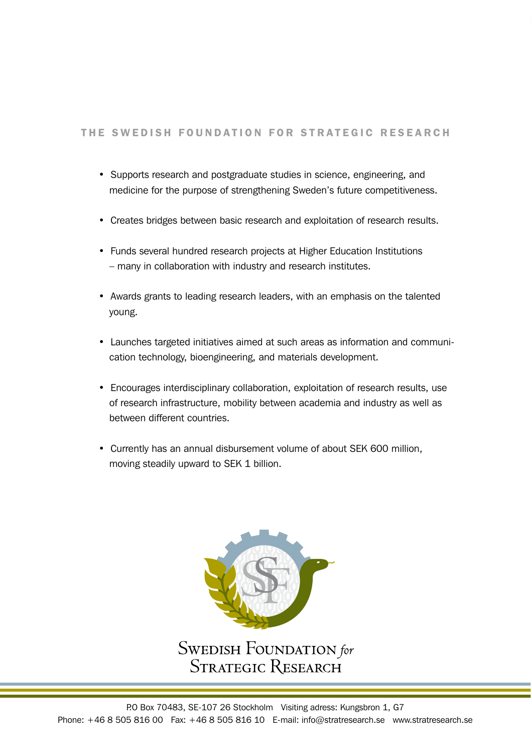## THE SWEDISH FOUNDATION FOR STRATEGIC RESEARCH

- Supports research and postgraduate studies in science, engineering, and medicine for the purpose of strengthening Sweden's future competitiveness.
- Creates bridges between basic research and exploitation of research results.
- Funds several hundred research projects at Higher Education Institutions – many in collaboration with industry and research institutes.
- Awards grants to leading research leaders, with an emphasis on the talented young.
- Launches targeted initiatives aimed at such areas as information and communication technology, bioengineering, and materials development.
- Encourages interdisciplinary collaboration, exploitation of research results, use of research infrastructure, mobility between academia and industry as well as between different countries.
- Currently has an annual disbursement volume of about SEK 600 million, moving steadily upward to SEK 1 billion.

SWEDISH FOUNDATION *for* STRATEGIC RESEARCH

P.O Box 70483, SE-107 26 Stockholm   Visiting adress: Kungsbron 1, G7
Phone: +46 8 505 816 00   Fax: +46 8 505 816 10   E-mail: info@stratresearch.se   www.stratresearch.se